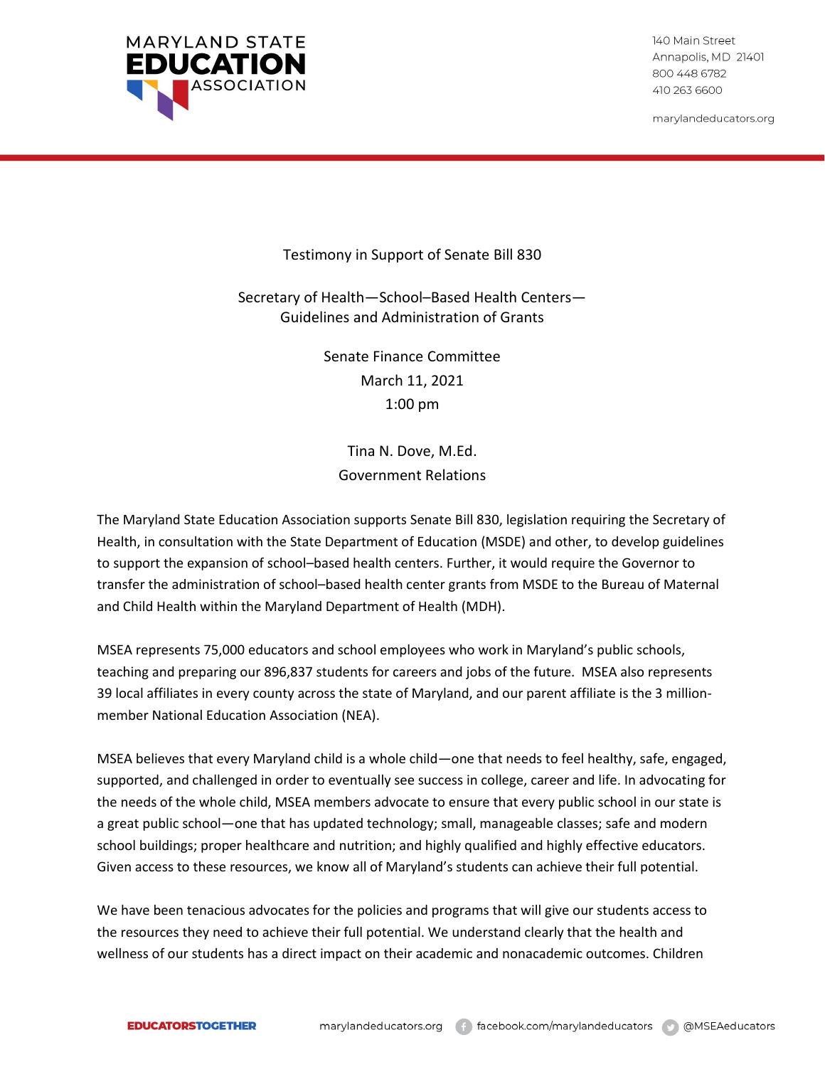MARYLAND STATE **EDUCATION** ASSOCIATION

140 Main Street
Annapolis, MD 21401
800 448 6782
410 263 6600

marylandeducators.org

Testimony in Support of Senate Bill 830

Secretary of Health—School–Based Health Centers—
Guidelines and Administration of Grants

Senate Finance Committee
March 11, 2021
1:00 pm

Tina N. Dove, M.Ed.
Government Relations

The Maryland State Education Association supports Senate Bill 830, legislation requiring the Secretary of Health, in consultation with the State Department of Education (MSDE) and other, to develop guidelines to support the expansion of school–based health centers. Further, it would require the Governor to transfer the administration of school–based health center grants from MSDE to the Bureau of Maternal and Child Health within the Maryland Department of Health (MDH).

MSEA represents 75,000 educators and school employees who work in Maryland's public schools, teaching and preparing our 896,837 students for careers and jobs of the future. MSEA also represents 39 local affiliates in every county across the state of Maryland, and our parent affiliate is the 3 million-member National Education Association (NEA).

MSEA believes that every Maryland child is a whole child—one that needs to feel healthy, safe, engaged, supported, and challenged in order to eventually see success in college, career and life. In advocating for the needs of the whole child, MSEA members advocate to ensure that every public school in our state is a great public school—one that has updated technology; small, manageable classes; safe and modern school buildings; proper healthcare and nutrition; and highly qualified and highly effective educators. Given access to these resources, we know all of Maryland's students can achieve their full potential.

We have been tenacious advocates for the policies and programs that will give our students access to the resources they need to achieve their full potential. We understand clearly that the health and wellness of our students has a direct impact on their academic and nonacademic outcomes. Children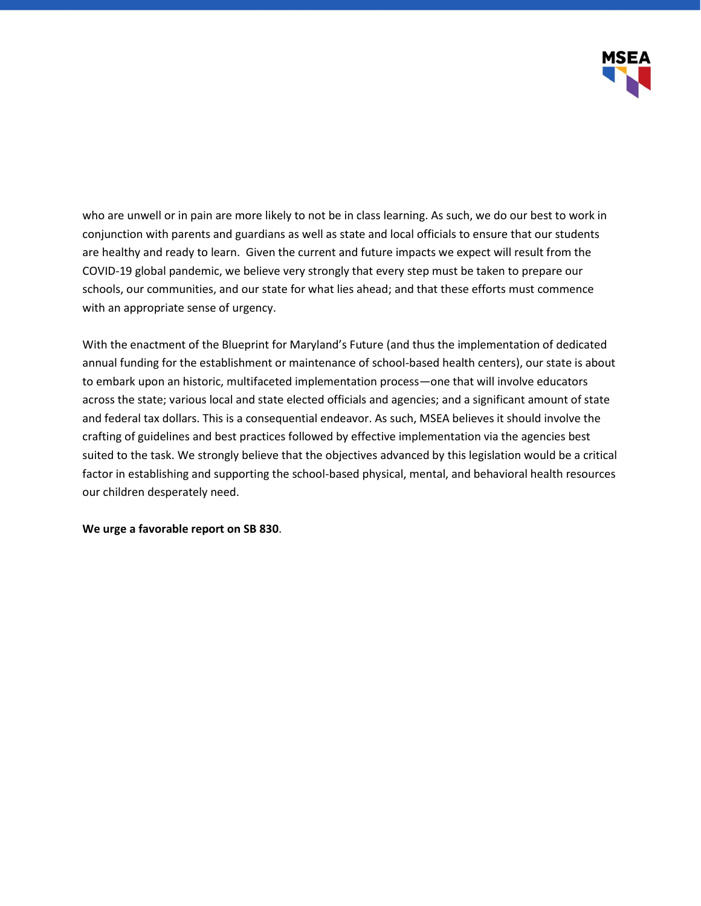who are unwell or in pain are more likely to not be in class learning. As such, we do our best to work in conjunction with parents and guardians as well as state and local officials to ensure that our students are healthy and ready to learn. Given the current and future impacts we expect will result from the COVID-19 global pandemic, we believe very strongly that every step must be taken to prepare our schools, our communities, and our state for what lies ahead; and that these efforts must commence with an appropriate sense of urgency.

With the enactment of the Blueprint for Maryland's Future (and thus the implementation of dedicated annual funding for the establishment or maintenance of school-based health centers), our state is about to embark upon an historic, multifaceted implementation process—one that will involve educators across the state; various local and state elected officials and agencies; and a significant amount of state and federal tax dollars. This is a consequential endeavor. As such, MSEA believes it should involve the crafting of guidelines and best practices followed by effective implementation via the agencies best suited to the task. We strongly believe that the objectives advanced by this legislation would be a critical factor in establishing and supporting the school-based physical, mental, and behavioral health resources our children desperately need.

**We urge a favorable report on SB 830**.